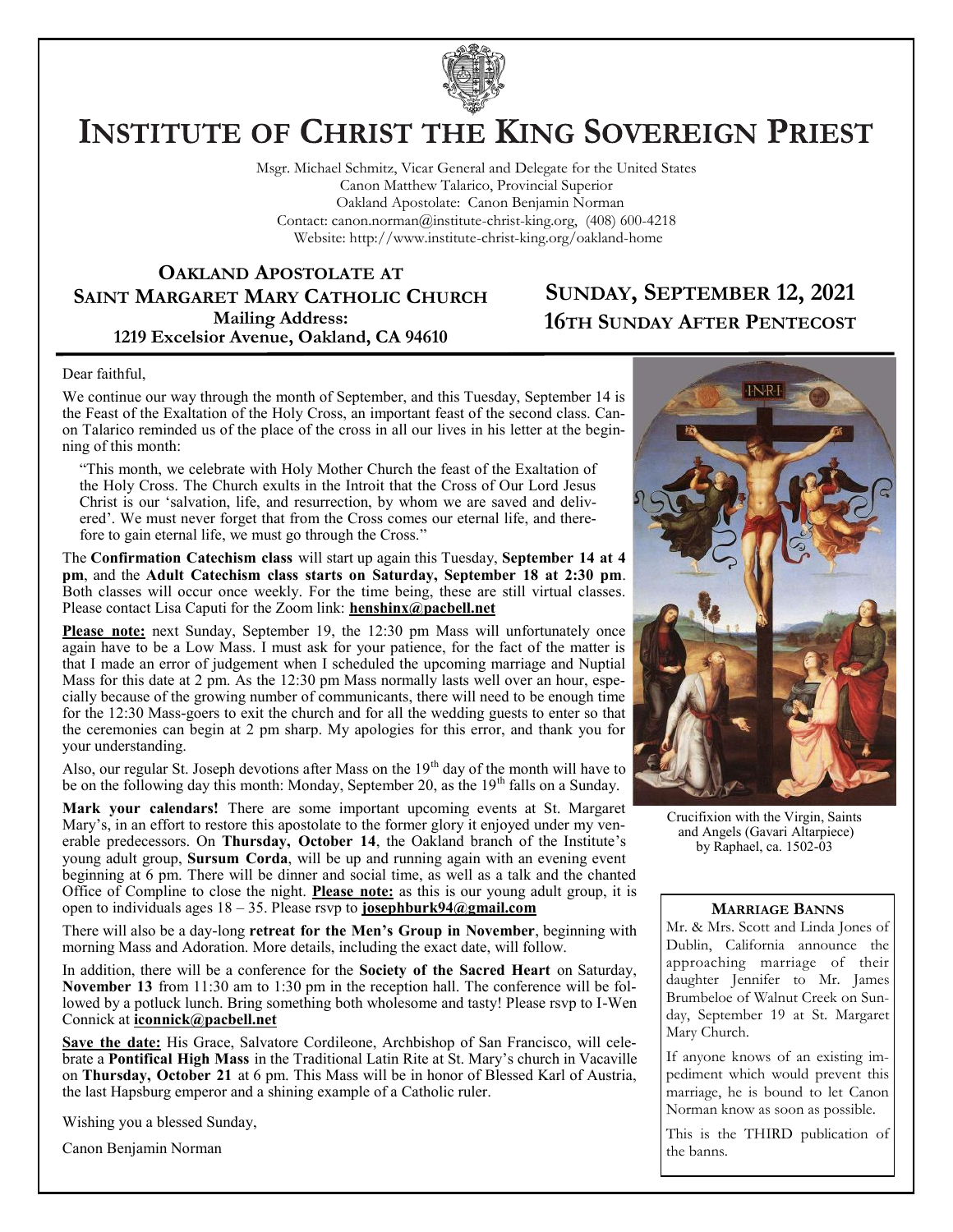# INSTITUTE OF CHRIST THE KING SOVEREIGN PRIEST

Msgr. Michael Schmitz, Vicar General and Delegate for the United States
Canon Matthew Talarico, Provincial Superior
Oakland Apostolate: Canon Benjamin Norman
Contact: canon.norman@institute-christ-king.org, (408) 600-4218
Website: http://www.institute-christ-king.org/oakland-home

## OAKLAND APOSTOLATE AT SAINT MARGARET MARY CATHOLIC CHURCH

**Mailing Address:**
**1219 Excelsior Avenue, Oakland, CA 94610**

## SUNDAY, SEPTEMBER 12, 2021
## 16TH SUNDAY AFTER PENTECOST

Dear faithful,

We continue our way through the month of September, and this Tuesday, September 14 is the Feast of the Exaltation of the Holy Cross, an important feast of the second class. Canon Talarico reminded us of the place of the cross in all our lives in his letter at the beginning of this month:

> "This month, we celebrate with Holy Mother Church the feast of the Exaltation of the Holy Cross. The Church exults in the Introit that the Cross of Our Lord Jesus Christ is our 'salvation, life, and resurrection, by whom we are saved and delivered'. We must never forget that from the Cross comes our eternal life, and therefore to gain eternal life, we must go through the Cross."

The **Confirmation Catechism class** will start up again this Tuesday, **September 14 at 4 pm**, and the **Adult Catechism class starts on Saturday, September 18 at 2:30 pm**. Both classes will occur once weekly. For the time being, these are still virtual classes. Please contact Lisa Caputi for the Zoom link: **henshinx@pacbell.net**

**Please note:** next Sunday, September 19, the 12:30 pm Mass will unfortunately once again have to be a Low Mass. I must ask for your patience, for the fact of the matter is that I made an error of judgement when I scheduled the upcoming marriage and Nuptial Mass for this date at 2 pm. As the 12:30 pm Mass normally lasts well over an hour, especially because of the growing number of communicants, there will need to be enough time for the 12:30 Mass-goers to exit the church and for all the wedding guests to enter so that the ceremonies can begin at 2 pm sharp. My apologies for this error, and thank you for your understanding.

Also, our regular St. Joseph devotions after Mass on the 19th day of the month will have to be on the following day this month: Monday, September 20, as the 19th falls on a Sunday.

**Mark your calendars!** There are some important upcoming events at St. Margaret Mary's, in an effort to restore this apostolate to the former glory it enjoyed under my venerable predecessors. On **Thursday, October 14**, the Oakland branch of the Institute's young adult group, **Sursum Corda**, will be up and running again with an evening event beginning at 6 pm. There will be dinner and social time, as well as a talk and the chanted Office of Compline to close the night. **Please note:** as this is our young adult group, it is open to individuals ages 18 – 35. Please rsvp to **josephburk94@gmail.com**

There will also be a day-long **retreat for the Men's Group in November**, beginning with morning Mass and Adoration. More details, including the exact date, will follow.

In addition, there will be a conference for the **Society of the Sacred Heart** on Saturday, **November 13** from 11:30 am to 1:30 pm in the reception hall. The conference will be followed by a potluck lunch. Bring something both wholesome and tasty! Please rsvp to I-Wen Connick at **iconnick@pacbell.net**

**Save the date:** His Grace, Salvatore Cordileone, Archbishop of San Francisco, will celebrate a **Pontifical High Mass** in the Traditional Latin Rite at St. Mary's church in Vacaville on **Thursday, October 21** at 6 pm. This Mass will be in honor of Blessed Karl of Austria, the last Hapsburg emperor and a shining example of a Catholic ruler.

Wishing you a blessed Sunday,

Canon Benjamin Norman

Crucifixion with the Virgin, Saints and Angels (Gavari Altarpiece) by Raphael, ca. 1502-03

### MARRIAGE BANNS

Mr. & Mrs. Scott and Linda Jones of Dublin, California announce the approaching marriage of their daughter Jennifer to Mr. James Brumbeloe of Walnut Creek on Sunday, September 19 at St. Margaret Mary Church.

If anyone knows of an existing impediment which would prevent this marriage, he is bound to let Canon Norman know as soon as possible.

This is the THIRD publication of the banns.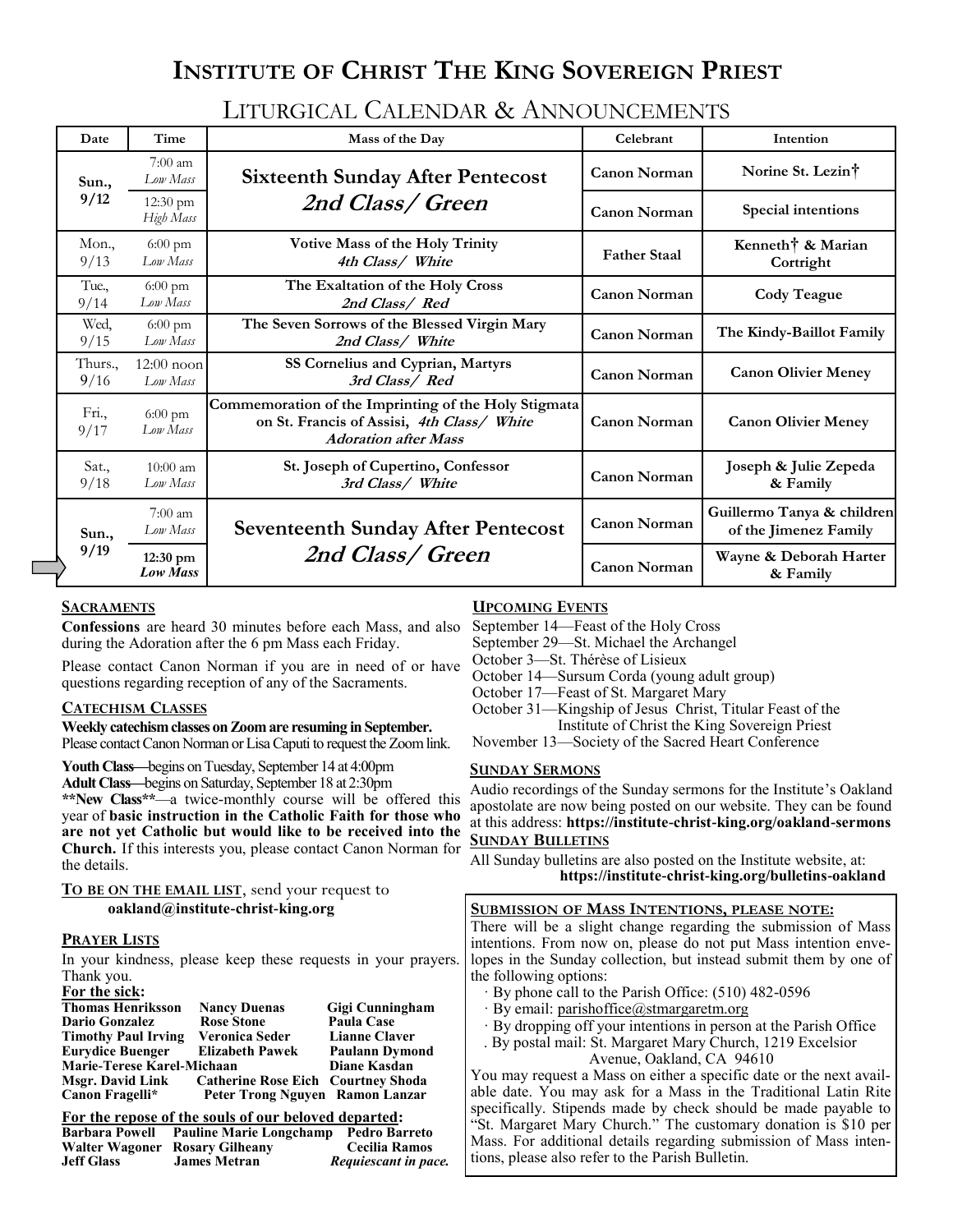# Institute of Christ The King Sovereign Priest

## Liturgical Calendar & Announcements

| Date | Time | Mass of the Day | Celebrant | Intention |
|---|---|---|---|---|
| Sun., 9/12 | 7:00 am *Low Mass* | **Sixteenth Sunday After Pentecost** ***2nd Class/ Green*** | Canon Norman | Norine St. Lezin† |
| | 12:30 pm *High Mass* | | Canon Norman | Special intentions |
| Mon., 9/13 | 6:00 pm *Low Mass* | **Votive Mass of the Holy Trinity** ***4th Class/ White*** | Father Staal | Kenneth† & Marian Cortright |
| Tue., 9/14 | 6:00 pm *Low Mass* | **The Exaltation of the Holy Cross** ***2nd Class/ Red*** | Canon Norman | Cody Teague |
| Wed, 9/15 | 6:00 pm *Low Mass* | **The Seven Sorrows of the Blessed Virgin Mary** ***2nd Class/ White*** | Canon Norman | The Kindy-Baillot Family |
| Thurs., 9/16 | 12:00 noon *Low Mass* | **SS Cornelius and Cyprian, Martyrs** ***3rd Class/ Red*** | Canon Norman | Canon Olivier Meney |
| Fri., 9/17 | 6:00 pm *Low Mass* | **Commemoration of the Imprinting of the Holy Stigmata on St. Francis of Assisi,** ***4th Class/ White*** ***Adoration after Mass*** | Canon Norman | Canon Olivier Meney |
| Sat., 9/18 | 10:00 am *Low Mass* | **St. Joseph of Cupertino, Confessor** ***3rd Class/ White*** | Canon Norman | Joseph & Julie Zepeda & Family |
| Sun., 9/19 | 7:00 am *Low Mass* | **Seventeenth Sunday After Pentecost** ***2nd Class/ Green*** | Canon Norman | Guillermo Tanya & children of the Jimenez Family |
| | **12:30 pm** ***Low Mass*** | | Canon Norman | Wayne & Deborah Harter & Family |

### Sacraments

**Confessions** are heard 30 minutes before each Mass, and also during the Adoration after the 6 pm Mass each Friday.

Please contact Canon Norman if you are in need of or have questions regarding reception of any of the Sacraments.

### Catechism Classes

**Weekly catechism classes on Zoom are resuming in September.**
Please contact Canon Norman or Lisa Caputi to request the Zoom link.

**Youth Class**—begins on Tuesday, September 14 at 4:00pm
**Adult Class**—begins on Saturday, September 18 at 2:30pm
**\*\*New Class\*\***—a twice-monthly course will be offered this year of **basic instruction in the Catholic Faith for those who are not yet Catholic but would like to be received into the Church.** If this interests you, please contact Canon Norman for the details.

**To be on the email list**, send your request to
**oakland@institute-christ-king.org**

### Prayer Lists

In your kindness, please keep these requests in your prayers. Thank you.

**For the sick:**
**Thomas Henriksson, Nancy Duenas, Gigi Cunningham, Dario Gonzalez, Rose Stone, Paula Case, Timothy Paul Irving, Veronica Seder, Lianne Claver, Eurydice Buenger, Elizabeth Pawek, Paulann Dymond, Marie-Terese Karel-Michaan, Diane Kasdan, Msgr. David Link, Catherine Rose Eich, Courtney Shoda, Canon Fragelli\*, Peter Trong Nguyen, Ramon Lanzar**

**For the repose of the souls of our beloved departed:**
**Barbara Powell, Pauline Marie Longchamp, Pedro Barreto, Walter Wagoner, Rosary Gilheany, Cecilia Ramos, Jeff Glass, James Metran** ***Requiescant in pace.***

### Upcoming Events

September 14—Feast of the Holy Cross
September 29—St. Michael the Archangel
October 3—St. Thérèse of Lisieux
October 14—Sursum Corda (young adult group)
October 17—Feast of St. Margaret Mary
October 31—Kingship of Jesus Christ, Titular Feast of the Institute of Christ the King Sovereign Priest
November 13—Society of the Sacred Heart Conference

### Sunday Sermons

Audio recordings of the Sunday sermons for the Institute's Oakland apostolate are now being posted on our website. They can be found at this address: **https://institute-christ-king.org/oakland-sermons**

### Sunday Bulletins

All Sunday bulletins are also posted on the Institute website, at:
**https://institute-christ-king.org/bulletins-oakland**

### Submission of Mass Intentions, please note:

There will be a slight change regarding the submission of Mass intentions. From now on, please do not put Mass intention envelopes in the Sunday collection, but instead submit them by one of the following options:

- By phone call to the Parish Office: (510) 482-0596
- By email: parishoffice@stmargaretm.org
- By dropping off your intentions in person at the Parish Office
- By postal mail: St. Margaret Mary Church, 1219 Excelsior Avenue, Oakland, CA 94610

You may request a Mass on either a specific date or the next available date. You may ask for a Mass in the Traditional Latin Rite specifically. Stipends made by check should be made payable to "St. Margaret Mary Church." The customary donation is $10 per Mass. For additional details regarding submission of Mass intentions, please also refer to the Parish Bulletin.